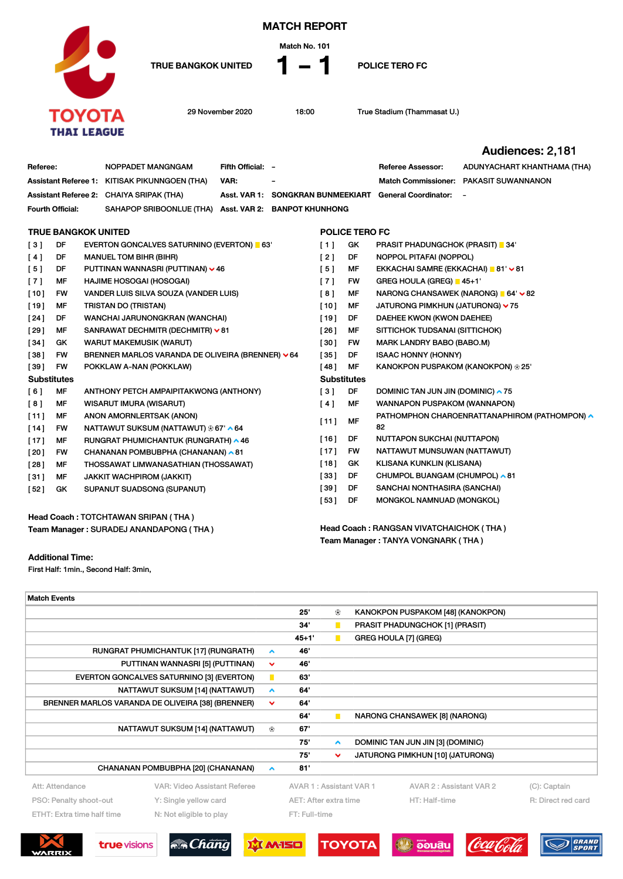# MATCH REPORT

Match No. 101

**TRUE BANGKOK UNITED 1 – 1 POLICE TERO FC**

29 November 2020 | 18:00 | True Stadium (Thammasat U.)

**Audiences: 2,181**

| | | | | | |
|---|---|---|---|---|---|
| **Referee:** | NOPPADET MANGNGAM | **Fifth Official:** | - | **Referee Assessor:** | ADUNYACHART KHANTHAMA (THA) |
| **Assistant Referee 1:** | KITISAK PIKUNNGOEN (THA) | **VAR:** | - | **Match Commissioner:** | PAKASIT SUWANNANON |
| **Assistant Referee 2:** | CHAIYA SRIPAK (THA) | **Asst. VAR 1:** | SONGKRAN BUNMEEKIART | **General Coordinator:** | - |
| **Fourth Official:** | SAHAPOP SRIBOONLUE (THA) | **Asst. VAR 2:** | BANPOT KHUNHONG | | |

## TRUE BANGKOK UNITED

| No. | Pos | Player |
|---|---|---|
| [ 3 ] | DF | EVERTON GONCALVES SATURNINO (EVERTON) 🟨 63' |
| [ 4 ] | DF | MANUEL TOM BIHR (BIHR) |
| [ 5 ] | DF | PUTTINAN WANNASRI (PUTTINAN) ⌄ 46 |
| [ 7 ] | MF | HAJIME HOSOGAI (HOSOGAI) |
| [ 10 ] | FW | VANDER LUIS SILVA SOUZA (VANDER LUIS) |
| [ 19 ] | MF | TRISTAN DO (TRISTAN) |
| [ 24 ] | DF | WANCHAI JARUNONGKRAN (WANCHAI) |
| [ 29 ] | MF | SANRAWAT DECHMITR (DECHMITR) ⌄ 81 |
| [ 34 ] | GK | WARUT MAKEMUSIK (WARUT) |
| [ 38 ] | FW | BRENNER MARLOS VARANDA DE OLIVEIRA (BRENNER) ⌄ 64 |
| [ 39 ] | FW | POKKLAW A-NAN (POKKLAW) |

### Substitutes

| No. | Pos | Player |
|---|---|---|
| [ 6 ] | MF | ANTHONY PETCH AMPAIPITAKWONG (ANTHONY) |
| [ 8 ] | MF | WISARUT IMURA (WISARUT) |
| [ 11 ] | MF | ANON AMORNLERTSAK (ANON) |
| [ 14 ] | FW | NATTAWUT SUKSUM (NATTAWUT) ⚽ 67' ^ 64 |
| [ 17 ] | MF | RUNGRAT PHUMICHANTUK (RUNGRATH) ^ 46 |
| [ 20 ] | FW | CHANANAN POMBUBPHA (CHANANAN) ^ 81 |
| [ 28 ] | MF | THOSSAWAT LIMWANNASATHIAN (THOSSAWAT) |
| [ 31 ] | MF | JAKKIT WACHPIROM (JAKKIT) |
| [ 52 ] | GK | SUPANUT SUADSONG (SUPANUT) |

**Head Coach :** TOTCHTAWAN SRIPAN ( THA )
**Team Manager :** SURADEJ ANANDAPONG ( THA )

## POLICE TERO FC

| No. | Pos | Player |
|---|---|---|
| [ 1 ] | GK | PRASIT PHADUNGCHOK (PRASIT) 🟨 34' |
| [ 2 ] | DF | NOPPOL PITAFAI (NOPPOL) |
| [ 5 ] | MF | EKKACHAI SAMRE (EKKACHAI) 🟨 81' ⌄ 81 |
| [ 7 ] | FW | GREG HOULA (GREG) 🟨 45+1' |
| [ 8 ] | MF | NARONG CHANSAWEK (NARONG) 🟨 64' ⌄ 82 |
| [ 10 ] | MF | JATURONG PIMKHUN (JATURONG) ⌄ 75 |
| [ 19 ] | DF | DAEHEE KWON (KWON DAEHEE) |
| [ 26 ] | MF | SITTICHOK TUDSANAI (SITTICHOK) |
| [ 30 ] | FW | MARK LANDRY BABO (BABO.M) |
| [ 35 ] | DF | ISAAC HONNY (HONNY) |
| [ 48 ] | MF | KANOKPON PUSPAKOM (KANOKPON) ⚽ 25' |

### Substitutes

| No. | Pos | Player |
|---|---|---|
| [ 3 ] | DF | DOMINIC TAN JUN JIN (DOMINIC) ^ 75 |
| [ 4 ] | MF | WANNAPON PUSPAKOM (WANNAPON) |
| [ 11 ] | MF | PATHOMPHON CHAROENRATTANAPHIROM (PATHOMPON) ^ 82 |
| [ 16 ] | DF | NUTTAPON SUKCHAI (NUTTAPON) |
| [ 17 ] | FW | NATTAWUT MUNSUWAN (NATTAWUT) |
| [ 18 ] | GK | KLISANA KUNKLIN (KLISANA) |
| [ 33 ] | DF | CHUMPOL BUANGAM (CHUMPOL) ^ 81 |
| [ 39 ] | DF | SANCHAI NONTHASIRA (SANCHAI) |
| [ 53 ] | DF | MONGKOL NAMNUAD (MONGKOL) |

**Head Coach :** RANGSAN VIVATCHAICHOK ( THA )
**Team Manager :** TANYA VONGNARK ( THA )

**Additional Time:**
First Half: 1min., Second Half: 3min,

## Match Events

| TRUE BANGKOK UNITED | | Minute | | POLICE TERO FC |
|---|---|---|---|---|
| | | 25' | ⚽ | KANOKPON PUSPAKOM [48] (KANOKPON) |
| | | 34' | 🟨 | PRASIT PHADUNGCHOK [1] (PRASIT) |
| | | 45+1' | 🟨 | GREG HOULA [7] (GREG) |
| RUNGRAT PHUMICHANTUK [17] (RUNGRATH) | ^ | 46' | | |
| PUTTINAN WANNASRI [5] (PUTTINAN) | ⌄ | 46' | | |
| EVERTON GONCALVES SATURNINO [3] (EVERTON) | 🟨 | 63' | | |
| NATTAWUT SUKSUM [14] (NATTAWUT) | ^ | 64' | | |
| BRENNER MARLOS VARANDA DE OLIVEIRA [38] (BRENNER) | ⌄ | 64' | | |
| | | 64' | 🟨 | NARONG CHANSAWEK [8] (NARONG) |
| NATTAWUT SUKSUM [14] (NATTAWUT) | ⚽ | 67' | | |
| | | 75' | ^ | DOMINIC TAN JUN JIN [3] (DOMINIC) |
| | | 75' | ⌄ | JATURONG PIMKHUN [10] (JATURONG) |
| CHANANAN POMBUBPHA [20] (CHANANAN) | ^ | 81' | | |

Att: Attendance | VAR: Video Assistant Referee | AVAR 1 : Assistant VAR 1 | AVAR 2 : Assistant VAR 2 | (C): Captain
PSO: Penalty shoot-out | Y: Single yellow card | AET: After extra time | HT: Half-time | R: Direct red card
ETHT: Extra time half time | N: Not eligible to play | FT: Full-time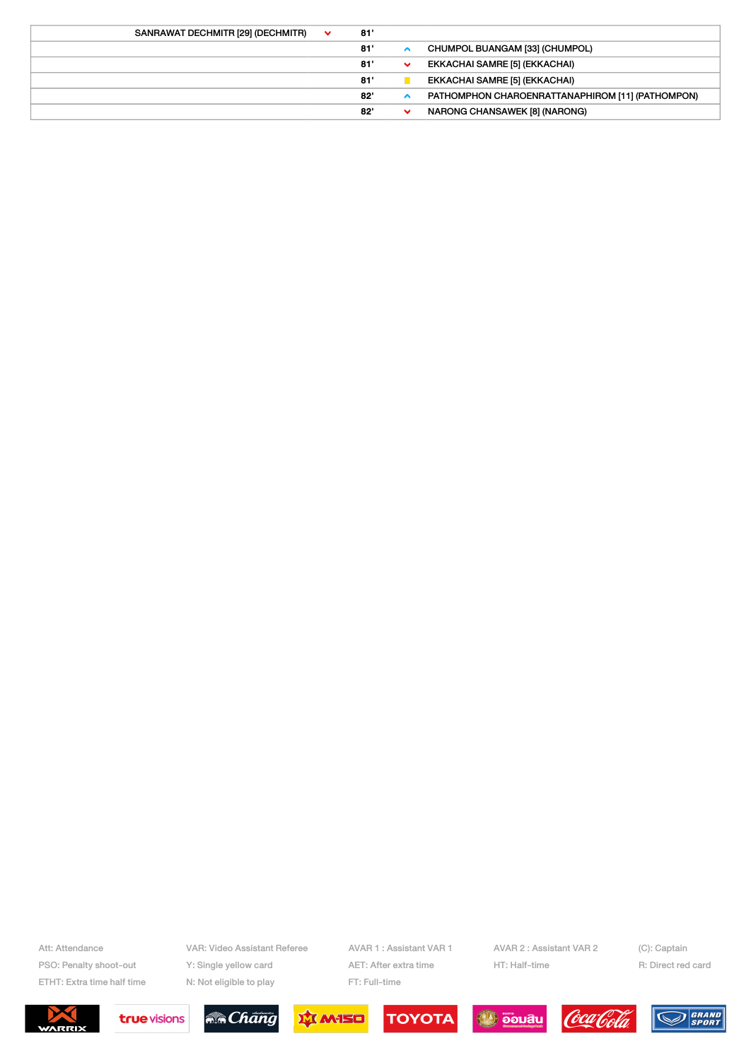| | | | | |
|---|---|---|---|---|
| SANRAWAT DECHMITR [29] (DECHMITR) | ⌄ | 81' | | |
| | | 81' | ^ | CHUMPOL BUANGAM [33] (CHUMPOL) |
| | | 81' | ⌄ | EKKACHAI SAMRE [5] (EKKACHAI) |
| | | 81' | ▮ | EKKACHAI SAMRE [5] (EKKACHAI) |
| | | 82' | ^ | PATHOMPHON CHAROENRATTANAPHIROM [11] (PATHOMPON) |
| | | 82' | ⌄ | NARONG CHANSAWEK [8] (NARONG) |

Att: Attendance
VAR: Video Assistant Referee
AVAR 1 : Assistant VAR 1
AVAR 2 : Assistant VAR 2
(C): Captain
PSO: Penalty shoot-out
Y: Single yellow card
AET: After extra time
HT: Half-time
R: Direct red card
ETHT: Extra time half time
N: Not eligible to play
FT: Full-time